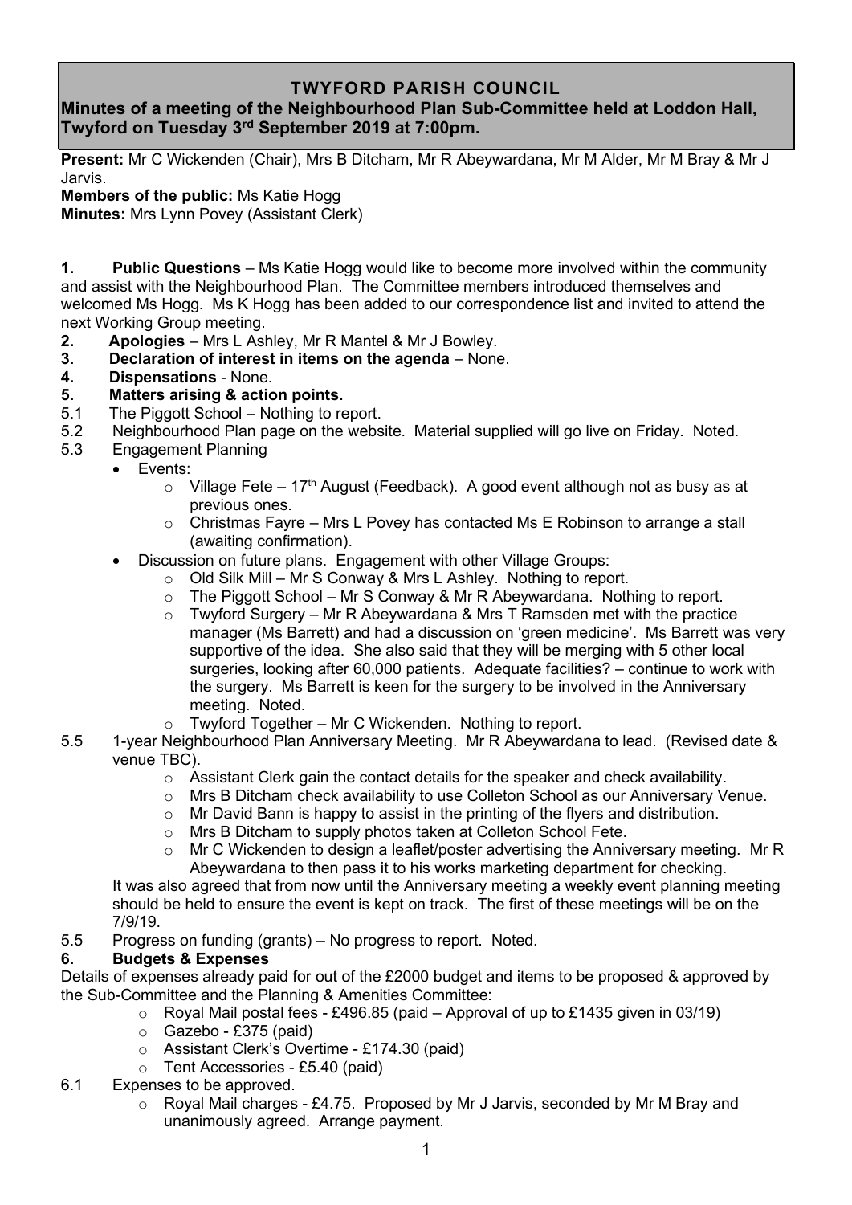# TWYFORD PARISH COUNCIL

**Minutes of a meeting of the Neighbourhood Plan Sub-Committee held at Loddon Hall, Twyford on Tuesday 3rd September 2019 at 7:00pm.**

**Present:** Mr C Wickenden (Chair), Mrs B Ditcham, Mr R Abeywardana, Mr M Alder, Mr M Bray & Mr J Jarvis.
**Members of the public:** Ms Katie Hogg
**Minutes:** Mrs Lynn Povey (Assistant Clerk)

**1. Public Questions** – Ms Katie Hogg would like to become more involved within the community and assist with the Neighbourhood Plan. The Committee members introduced themselves and welcomed Ms Hogg. Ms K Hogg has been added to our correspondence list and invited to attend the next Working Group meeting.

**2. Apologies** – Mrs L Ashley, Mr R Mantel & Mr J Bowley.

**3. Declaration of interest in items on the agenda** – None.

**4. Dispensations** - None.

**5. Matters arising & action points.**

5.1 The Piggott School – Nothing to report.

5.2 Neighbourhood Plan page on the website. Material supplied will go live on Friday. Noted.

5.3 Engagement Planning

- Events:
  - Village Fete – 17th August (Feedback). A good event although not as busy as at previous ones.
  - Christmas Fayre – Mrs L Povey has contacted Ms E Robinson to arrange a stall (awaiting confirmation).
- Discussion on future plans. Engagement with other Village Groups:
  - Old Silk Mill – Mr S Conway & Mrs L Ashley. Nothing to report.
  - The Piggott School – Mr S Conway & Mr R Abeywardana. Nothing to report.
  - Twyford Surgery – Mr R Abeywardana & Mrs T Ramsden met with the practice manager (Ms Barrett) and had a discussion on 'green medicine'. Ms Barrett was very supportive of the idea. She also said that they will be merging with 5 other local surgeries, looking after 60,000 patients. Adequate facilities? – continue to work with the surgery. Ms Barrett is keen for the surgery to be involved in the Anniversary meeting. Noted.
  - Twyford Together – Mr C Wickenden. Nothing to report.

5.5 1-year Neighbourhood Plan Anniversary Meeting. Mr R Abeywardana to lead. (Revised date & venue TBC).

- Assistant Clerk gain the contact details for the speaker and check availability.
- Mrs B Ditcham check availability to use Colleton School as our Anniversary Venue.
- Mr David Bann is happy to assist in the printing of the flyers and distribution.
- Mrs B Ditcham to supply photos taken at Colleton School Fete.
- Mr C Wickenden to design a leaflet/poster advertising the Anniversary meeting. Mr R Abeywardana to then pass it to his works marketing department for checking.

It was also agreed that from now until the Anniversary meeting a weekly event planning meeting should be held to ensure the event is kept on track. The first of these meetings will be on the 7/9/19.

5.5 Progress on funding (grants) – No progress to report. Noted.

**6. Budgets & Expenses**

Details of expenses already paid for out of the £2000 budget and items to be proposed & approved by the Sub-Committee and the Planning & Amenities Committee:

- Royal Mail postal fees - £496.85 (paid – Approval of up to £1435 given in 03/19)
- Gazebo - £375 (paid)
- Assistant Clerk's Overtime - £174.30 (paid)
- Tent Accessories - £5.40 (paid)

6.1 Expenses to be approved.

- Royal Mail charges - £4.75. Proposed by Mr J Jarvis, seconded by Mr M Bray and unanimously agreed. Arrange payment.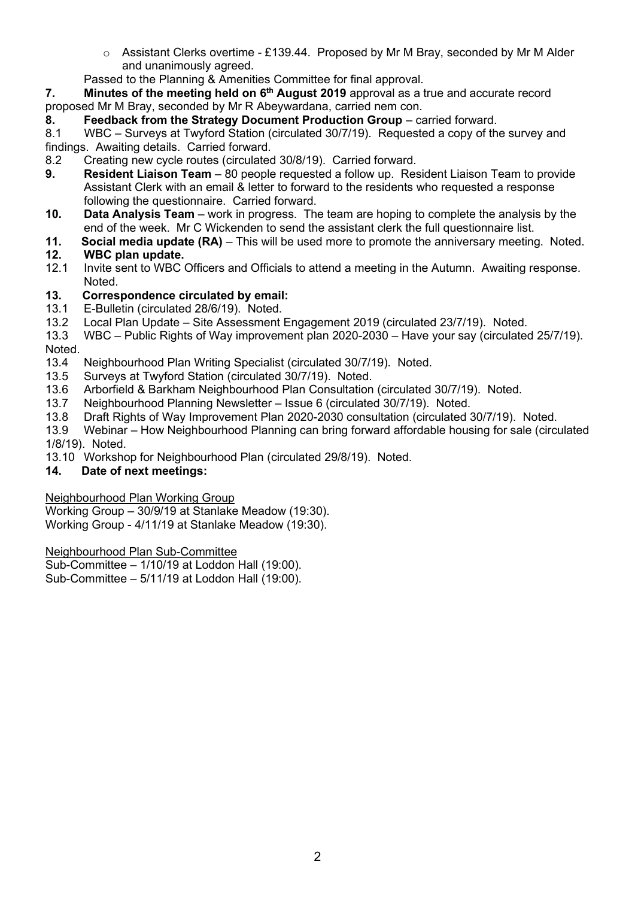- Assistant Clerks overtime - £139.44. Proposed by Mr M Bray, seconded by Mr M Alder and unanimously agreed.

Passed to the Planning & Amenities Committee for final approval.

**7. Minutes of the meeting held on 6th August 2019** approval as a true and accurate record proposed Mr M Bray, seconded by Mr R Abeywardana, carried nem con.

**8. Feedback from the Strategy Document Production Group** – carried forward.

8.1 WBC – Surveys at Twyford Station (circulated 30/7/19). Requested a copy of the survey and findings. Awaiting details. Carried forward.

8.2 Creating new cycle routes (circulated 30/8/19). Carried forward.

**9. Resident Liaison Team** – 80 people requested a follow up. Resident Liaison Team to provide Assistant Clerk with an email & letter to forward to the residents who requested a response following the questionnaire. Carried forward.

**10. Data Analysis Team** – work in progress. The team are hoping to complete the analysis by the end of the week. Mr C Wickenden to send the assistant clerk the full questionnaire list.

**11. Social media update (RA)** – This will be used more to promote the anniversary meeting. Noted.

**12. WBC plan update.**

12.1 Invite sent to WBC Officers and Officials to attend a meeting in the Autumn. Awaiting response. Noted.

**13. Correspondence circulated by email:**

13.1 E-Bulletin (circulated 28/6/19). Noted.

13.2 Local Plan Update – Site Assessment Engagement 2019 (circulated 23/7/19). Noted.

13.3 WBC – Public Rights of Way improvement plan 2020-2030 – Have your say (circulated 25/7/19). Noted.

13.4 Neighbourhood Plan Writing Specialist (circulated 30/7/19). Noted.

13.5 Surveys at Twyford Station (circulated 30/7/19). Noted.

13.6 Arborfield & Barkham Neighbourhood Plan Consultation (circulated 30/7/19). Noted.

13.7 Neighbourhood Planning Newsletter – Issue 6 (circulated 30/7/19). Noted.

13.8 Draft Rights of Way Improvement Plan 2020-2030 consultation (circulated 30/7/19). Noted.

13.9 Webinar – How Neighbourhood Planning can bring forward affordable housing for sale (circulated 1/8/19). Noted.

13.10 Workshop for Neighbourhood Plan (circulated 29/8/19). Noted.

**14. Date of next meetings:**

Neighbourhood Plan Working Group

Working Group – 30/9/19 at Stanlake Meadow (19:30).

Working Group - 4/11/19 at Stanlake Meadow (19:30).

Neighbourhood Plan Sub-Committee

Sub-Committee – 1/10/19 at Loddon Hall (19:00).

Sub-Committee – 5/11/19 at Loddon Hall (19:00).